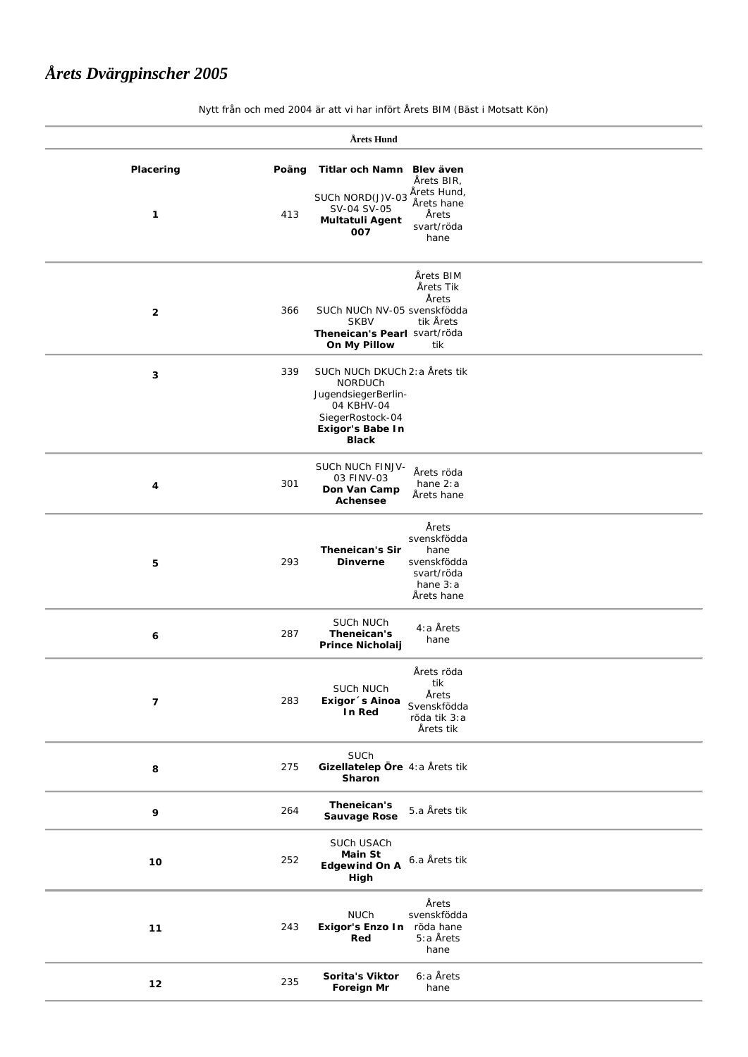# *Årets Dvärgpinscher 2005*

Nytt från och med 2004 är att vi har infört Årets BIM (Bäst i Motsatt Kön)

**Årets Hund**

| Placering | Poäng | Titlar och Namn | Blev även |
|---|---|---|---|
| 1 | 413 | SUCh NORD(J)V-03 SV-04 SV-05 **Multatuli Agent 007** | Årets BIR, Årets Hund, Årets hane Årets svart/röda hane |
| 2 | 366 | SUCh NUCh NV-05 SKBV **Theneican's Pearl On My Pillow** | Årets BIM Årets Tik Årets svenskfödda tik Årets svart/röda tik |
| 3 | 339 | SUCh NUCh DKUCh NORDUCh JugendsiegerBerlin-04 KBHV-04 SiegerRostock-04 **Exigor's Babe In Black** | 2:a Årets tik |
| 4 | 301 | SUCh NUCh FINJV-03 FINV-03 **Don Van Camp Achensee** | Årets röda hane 2:a Årets hane |
| 5 | 293 | **Theneican's Sir Dinverne** | Årets svenskfödda hane svenskfödda svart/röda hane 3:a Årets hane |
| 6 | 287 | SUCh NUCh **Theneican's Prince Nicholaij** | 4:a Årets hane |
| 7 | 283 | SUCh NUCh **Exigor´s Ainoa In Red** | Årets röda tik Årets Svenskfödda röda tik 3:a Årets tik |
| 8 | 275 | SUCh **Gizellatelep Öre Sharon** | 4:a Årets tik |
| 9 | 264 | **Theneican's Sauvage Rose** | 5.a Årets tik |
| 10 | 252 | SUCh USACh **Main St Edgewind On A High** | 6.a Årets tik |
| 11 | 243 | NUCh **Exigor's Enzo In Red** | Årets svenskfödda röda hane 5:a Årets hane |
| 12 | 235 | **Sorita's Viktor Foreign Mr** | 6:a Årets hane |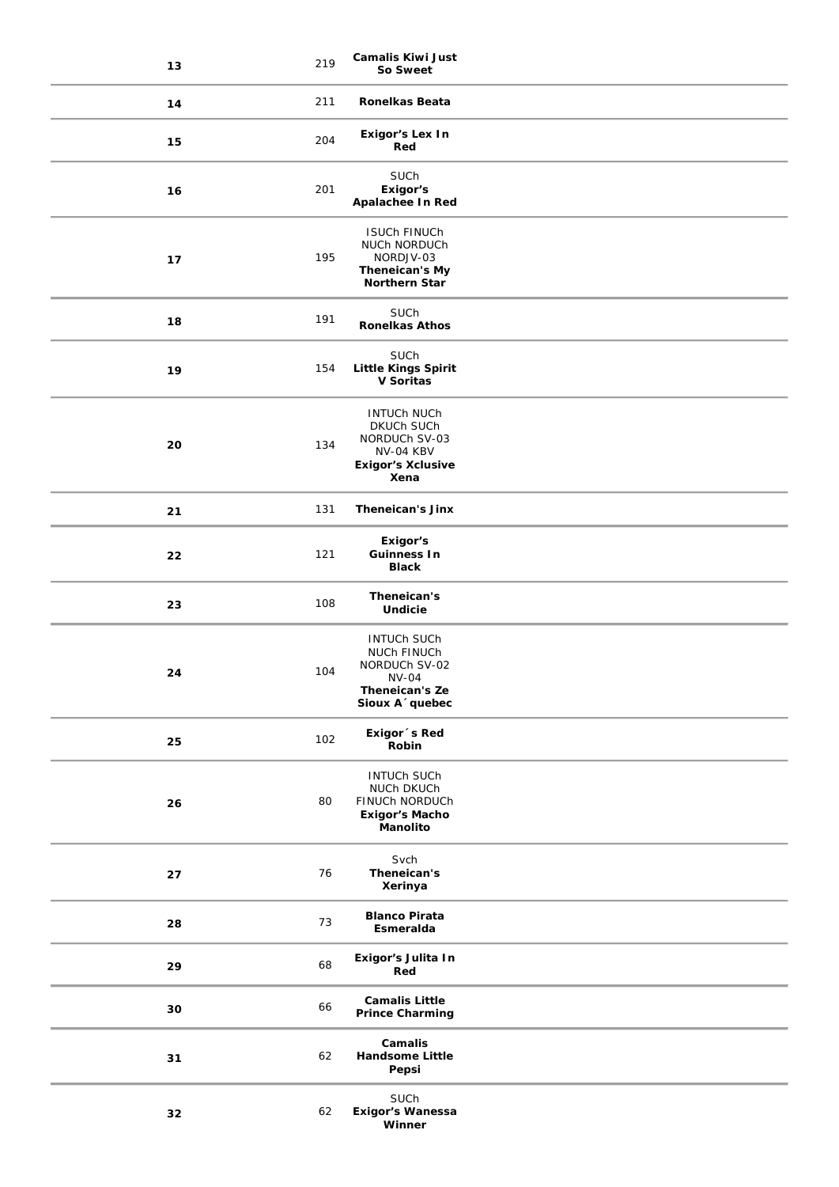| | | |
|---|---|---|
| 13 | 219 | **Camalis Kiwi Just So Sweet** |
| 14 | 211 | **Ronelkas Beata** |
| 15 | 204 | **Exigor's Lex In Red** |
| 16 | 201 | SUCh **Exigor's Apalachee In Red** |
| 17 | 195 | ISUCh FINUCh NUCh NORDUCh NORDJV-03 **Theneican's My Northern Star** |
| 18 | 191 | SUCh **Ronelkas Athos** |
| 19 | 154 | SUCh **Little Kings Spirit V Soritas** |
| 20 | 134 | INTUCh NUCh DKUCh SUCh NORDUCh SV-03 NV-04 KBV **Exigor's Xclusive Xena** |
| 21 | 131 | **Theneican's Jinx** |
| 22 | 121 | **Exigor's Guinness In Black** |
| 23 | 108 | **Theneican's Undicie** |
| 24 | 104 | INTUCh SUCh NUCh FINUCh NORDUCh SV-02 NV-04 **Theneican's Ze Sioux A´quebec** |
| 25 | 102 | **Exigor´s Red Robin** |
| 26 | 80 | INTUCh SUCh NUCh DKUCh FINUCh NORDUCh **Exigor's Macho Manolito** |
| 27 | 76 | Svch **Theneican's Xerinya** |
| 28 | 73 | **Blanco Pirata Esmeralda** |
| 29 | 68 | **Exigor's Julita In Red** |
| 30 | 66 | **Camalis Little Prince Charming** |
| 31 | 62 | **Camalis Handsome Little Pepsi** |
| 32 | 62 | SUCh **Exigor's Wanessa Winner** |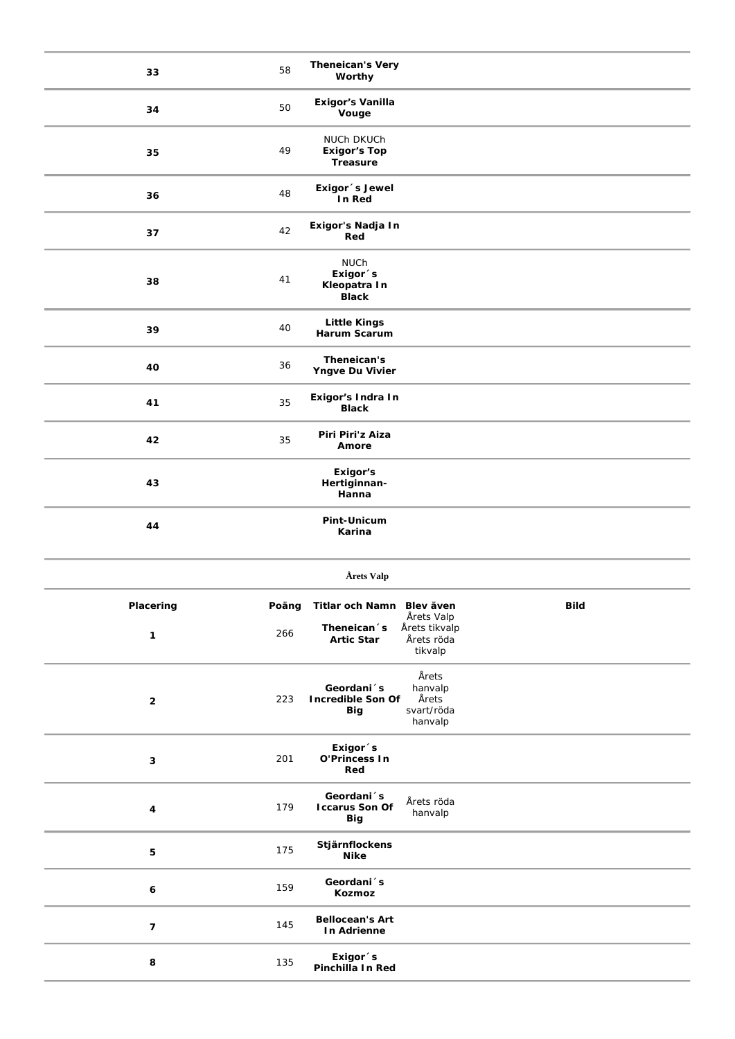| | | | | |
|---|---|---|---|---|
| 33 | 58 | **Theneican's Very Worthy** | | |
| 34 | 50 | **Exigor's Vanilla Vouge** | | |
| 35 | 49 | NUCh DKUCh **Exigor's Top Treasure** | | |
| 36 | 48 | **Exigor´s Jewel In Red** | | |
| 37 | 42 | **Exigor's Nadja In Red** | | |
| 38 | 41 | NUCh **Exigor´s Kleopatra In Black** | | |
| 39 | 40 | **Little Kings Harum Scarum** | | |
| 40 | 36 | **Theneican's Yngve Du Vivier** | | |
| 41 | 35 | **Exigor's Indra In Black** | | |
| 42 | 35 | **Piri Piri'z Aiza Amore** | | |
| 43 | | **Exigor's Hertiginnan-Hanna** | | |
| 44 | | **Pint-Unicum Karina** | | |

**Årets Valp**

| Placering | Poäng | Titlar och Namn | Blev även | Bild |
|---|---|---|---|---|
| 1 | 266 | **Theneican´s Artic Star** | Årets Valp Årets tikvalp Årets röda tikvalp | |
| 2 | 223 | **Geordani´s Incredible Son Of Big** | Årets hanvalp Årets svart/röda hanvalp | |
| 3 | 201 | **Exigor´s O'Princess In Red** | | |
| 4 | 179 | **Geordani´s Iccarus Son Of Big** | Årets röda hanvalp | |
| 5 | 175 | **Stjärnflockens Nike** | | |
| 6 | 159 | **Geordani´s Kozmoz** | | |
| 7 | 145 | **Bellocean's Art In Adrienne** | | |
| 8 | 135 | **Exigor´s Pinchilla In Red** | | |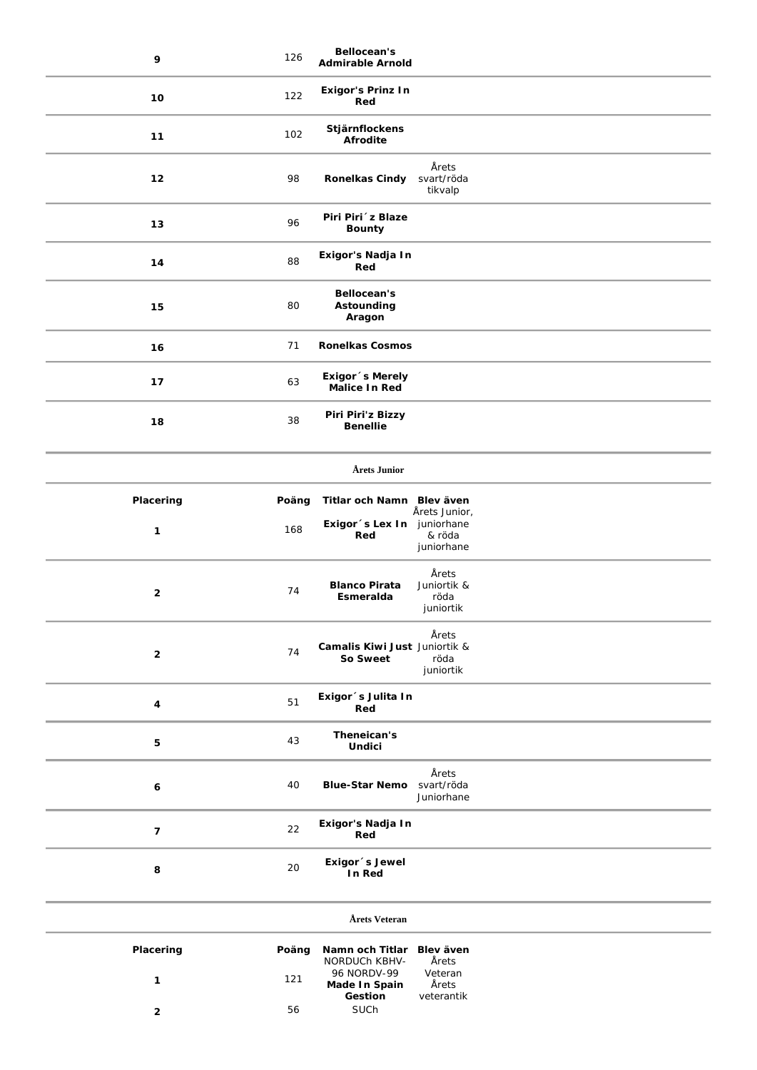| | | | |
|---|---|---|---|
| **9** | 126 | **Bellocean's Admirable Arnold** | |
| **10** | 122 | **Exigor's Prinz In Red** | |
| **11** | 102 | **Stjärnflockens Afrodite** | |
| **12** | 98 | **Ronelkas Cindy** | Årets svart/röda tikvalp |
| **13** | 96 | **Piri Piri´z Blaze Bounty** | |
| **14** | 88 | **Exigor's Nadja In Red** | |
| **15** | 80 | **Bellocean's Astounding Aragon** | |
| **16** | 71 | **Ronelkas Cosmos** | |
| **17** | 63 | **Exigor´s Merely Malice In Red** | |
| **18** | 38 | **Piri Piri'z Bizzy Benellie** | |

## Årets Junior

| Placering | Poäng | Titlar och Namn | Blev även |
|---|---|---|---|
| **1** | 168 | **Exigor´s Lex In Red** | Årets Junior, juniorhane & röda juniorhane |
| **2** | 74 | **Blanco Pirata Esmeralda** | Årets Juniortik & röda juniortik |
| **2** | 74 | **Camalis Kiwi Just So Sweet** | Årets Juniortik & röda juniortik |
| **4** | 51 | **Exigor´s Julita In Red** | |
| **5** | 43 | **Theneican's Undici** | |
| **6** | 40 | **Blue-Star Nemo** | Årets svart/röda Juniorhane |
| **7** | 22 | **Exigor's Nadja In Red** | |
| **8** | 20 | **Exigor´s Jewel In Red** | |

## Årets Veteran

| Placering | Poäng | Namn och Titlar | Blev även |
|---|---|---|---|
| **1** | 121 | NORDUCh KBHV-96 NORDV-99 **Made In Spain Gestion** | Årets Veteran Årets veterantik |
| **2** | 56 | SUCh | |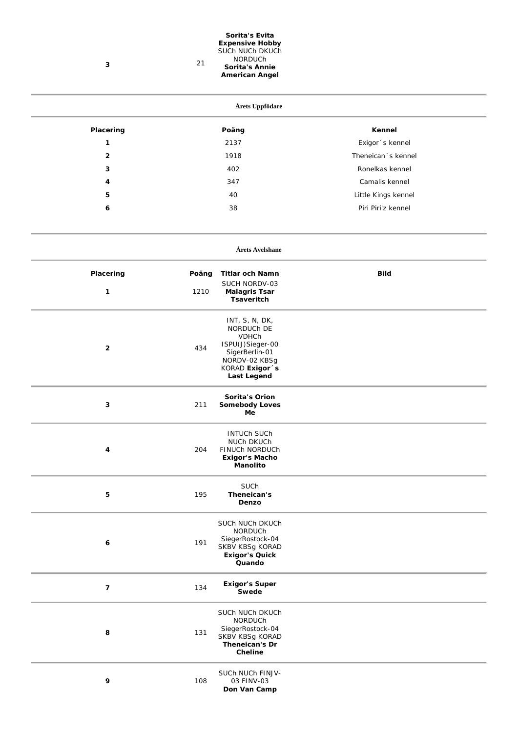| 3 | 21 | **Sorita's Evita Expensive Hobby** SUCh NUCh DKUCh NORDUCh **Sorita's Annie American Angel** |
|---|---|---|

### Årets Uppfödare

| Placering | Poäng | Kennel |
|---|---|---|
| 1 | 2137 | Exigor´s kennel |
| 2 | 1918 | Theneican´s kennel |
| 3 | 402 | Ronelkas kennel |
| 4 | 347 | Camalis kennel |
| 5 | 40 | Little Kings kennel |
| 6 | 38 | Piri Piri'z kennel |

### Årets Avelshane

| Placering | Poäng | Titlar och Namn | Bild |
|---|---|---|---|
| 1 | 1210 | SUCH NORDV-03 **Malagris Tsar Tsaveritch** | |
| 2 | 434 | INT, S, N, DK, NORDUCh DE VDHCh ISPU(J)Sieger-00 SigerBerlin-01 NORDV-02 KBSg KORAD **Exigor´s Last Legend** | |
| 3 | 211 | **Sorita's Orion Somebody Loves Me** | |
| 4 | 204 | INTUCh SUCh NUCh DKUCh FINUCh NORDUCh **Exigor's Macho Manolito** | |
| 5 | 195 | SUCh **Theneican's Denzo** | |
| 6 | 191 | SUCh NUCh DKUCh NORDUCh SiegerRostock-04 SKBV KBSg KORAD **Exigor's Quick Quando** | |
| 7 | 134 | **Exigor's Super Swede** | |
| 8 | 131 | SUCh NUCh DKUCh NORDUCh SiegerRostock-04 SKBV KBSg KORAD **Theneican's Dr Cheline** | |
| 9 | 108 | SUCh NUCh FINJV-03 FINV-03 **Don Van Camp** | |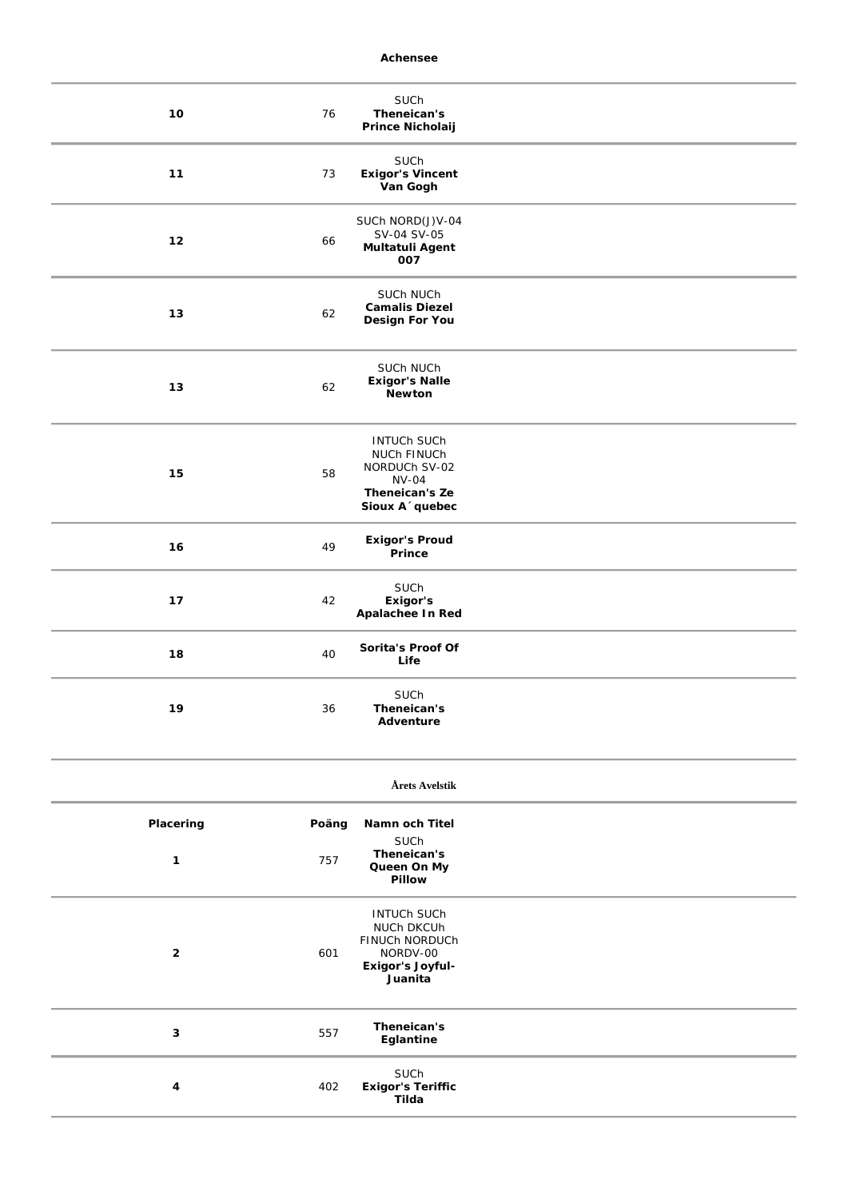**Achensee**

| | | |
|---|---|---|
| **10** | 76 | SUCh **Theneican's Prince Nicholaij** |
| **11** | 73 | SUCh **Exigor's Vincent Van Gogh** |
| **12** | 66 | SUCh NORD(J)V-04 SV-04 SV-05 **Multatuli Agent 007** |
| **13** | 62 | SUCh NUCh **Camalis Diezel Design For You** |
| **13** | 62 | SUCh NUCh **Exigor's Nalle Newton** |
| **15** | 58 | INTUCh SUCh NUCh FINUCh NORDUCh SV-02 NV-04 **Theneican's Ze Sioux A´quebec** |
| **16** | 49 | **Exigor's Proud Prince** |
| **17** | 42 | SUCh **Exigor's Apalachee In Red** |
| **18** | 40 | **Sorita's Proof Of Life** |
| **19** | 36 | SUCh **Theneican's Adventure** |

**Årets Avelstik**

| Placering | Poäng | Namn och Titel |
|---|---|---|
| **1** | 757 | SUCh **Theneican's Queen On My Pillow** |
| **2** | 601 | INTUCh SUCh NUCh DKCUh FINUCh NORDUCh NORDV-00 **Exigor's Joyful-Juanita** |
| **3** | 557 | **Theneican's Eglantine** |
| **4** | 402 | SUCh **Exigor's Teriffic Tilda** |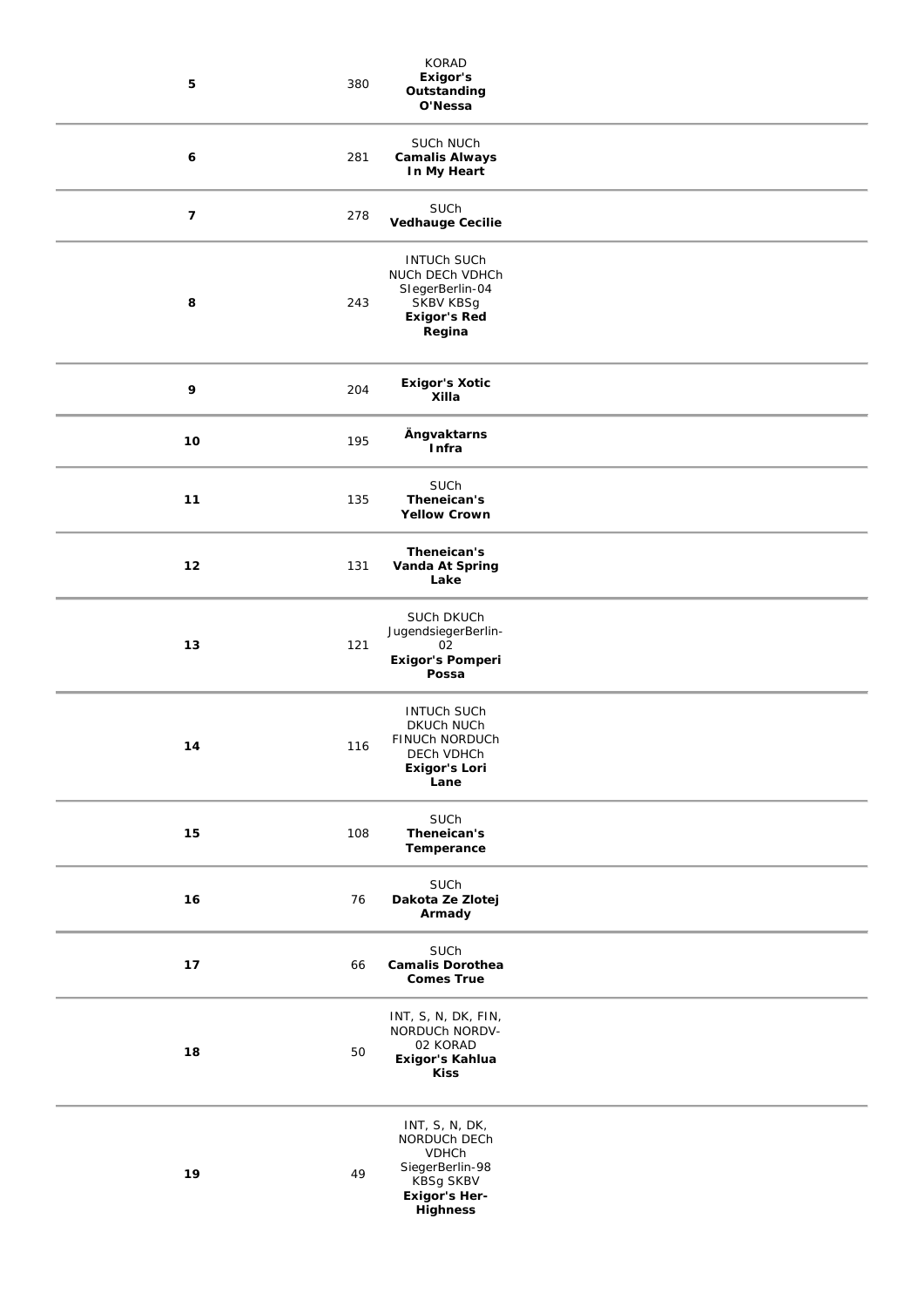| | | |
|---|---|---|
| **5** | 380 | KORAD **Exigor's Outstanding O'Nessa** |
| **6** | 281 | SUCh NUCh **Camalis Always In My Heart** |
| **7** | 278 | SUCh **Vedhauge Cecilie** |
| **8** | 243 | INTUCh SUCh NUCh DECh VDHCh SIegerBerlin-04 SKBV KBSg **Exigor's Red Regina** |
| **9** | 204 | **Exigor's Xotic Xilla** |
| **10** | 195 | **Ängvaktarns Infra** |
| **11** | 135 | SUCh **Theneican's Yellow Crown** |
| **12** | 131 | **Theneican's Vanda At Spring Lake** |
| **13** | 121 | SUCh DKUCh JugendsiegerBerlin-02 **Exigor's Pomperi Possa** |
| **14** | 116 | INTUCh SUCh DKUCh NUCh FINUCh NORDUCh DECh VDHCh **Exigor's Lori Lane** |
| **15** | 108 | SUCh **Theneican's Temperance** |
| **16** | 76 | SUCh **Dakota Ze Zlotej Armady** |
| **17** | 66 | SUCh **Camalis Dorothea Comes True** |
| **18** | 50 | INT, S, N, DK, FIN, NORDUCh NORDV-02 KORAD **Exigor's Kahlua Kiss** |
| **19** | 49 | INT, S, N, DK, NORDUCh DECh VDHCh SiegerBerlin-98 KBSg SKBV **Exigor's Her-Highness** |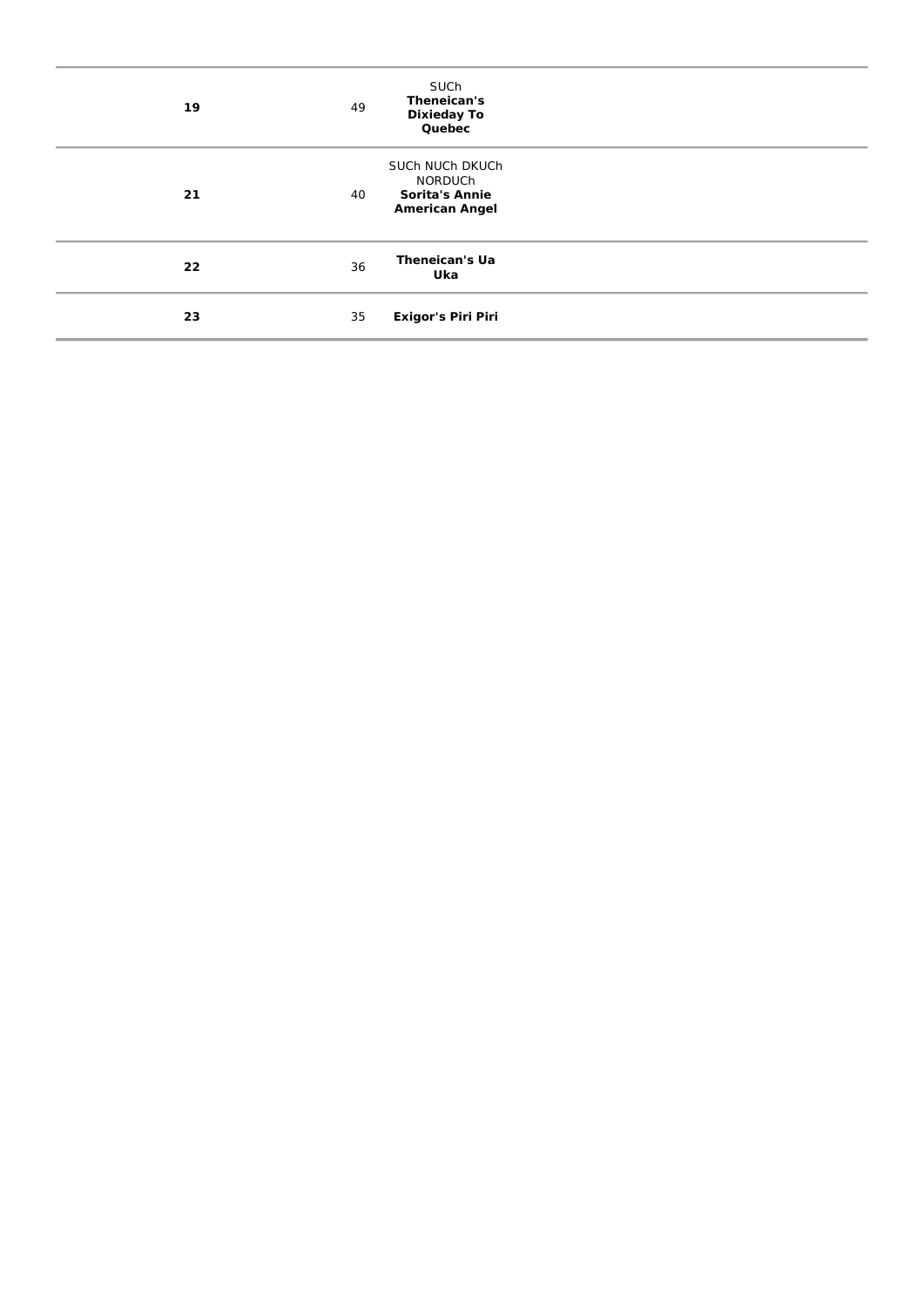| | | |
|---|---|---|
| **19** | 49 | SUCh **Theneican's Dixieday To Quebec** |
| **21** | 40 | SUCh NUCh DKUCh NORDUCh **Sorita's Annie American Angel** |
| **22** | 36 | **Theneican's Ua Uka** |
| **23** | 35 | **Exigor's Piri Piri** |